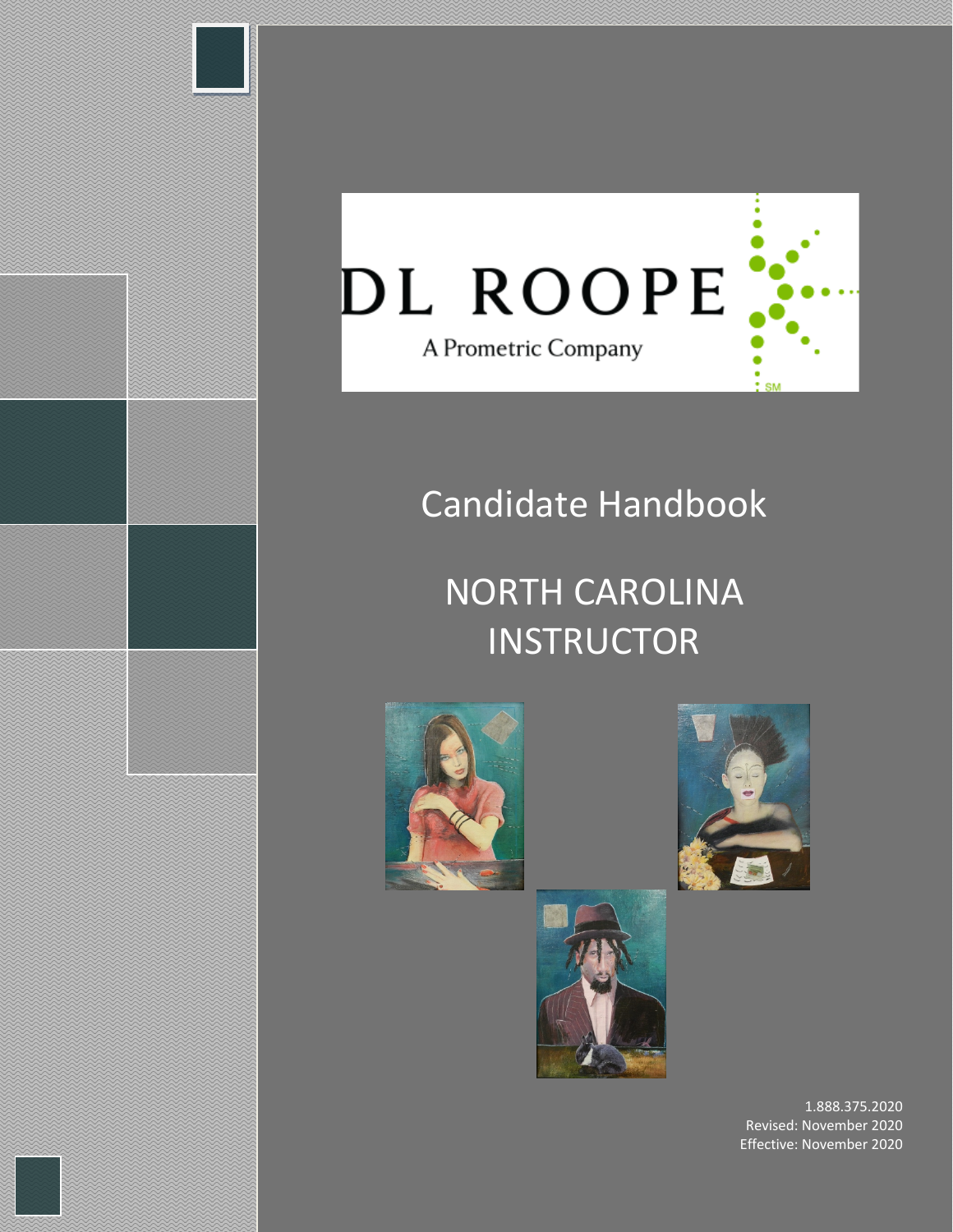DL ROOPE

A Prometric Company

# Candidate Handbook

# NORTH CAROLINA INSTRUCTOR

1.888.375.2020
Revised: November 2020
Effective: November 2020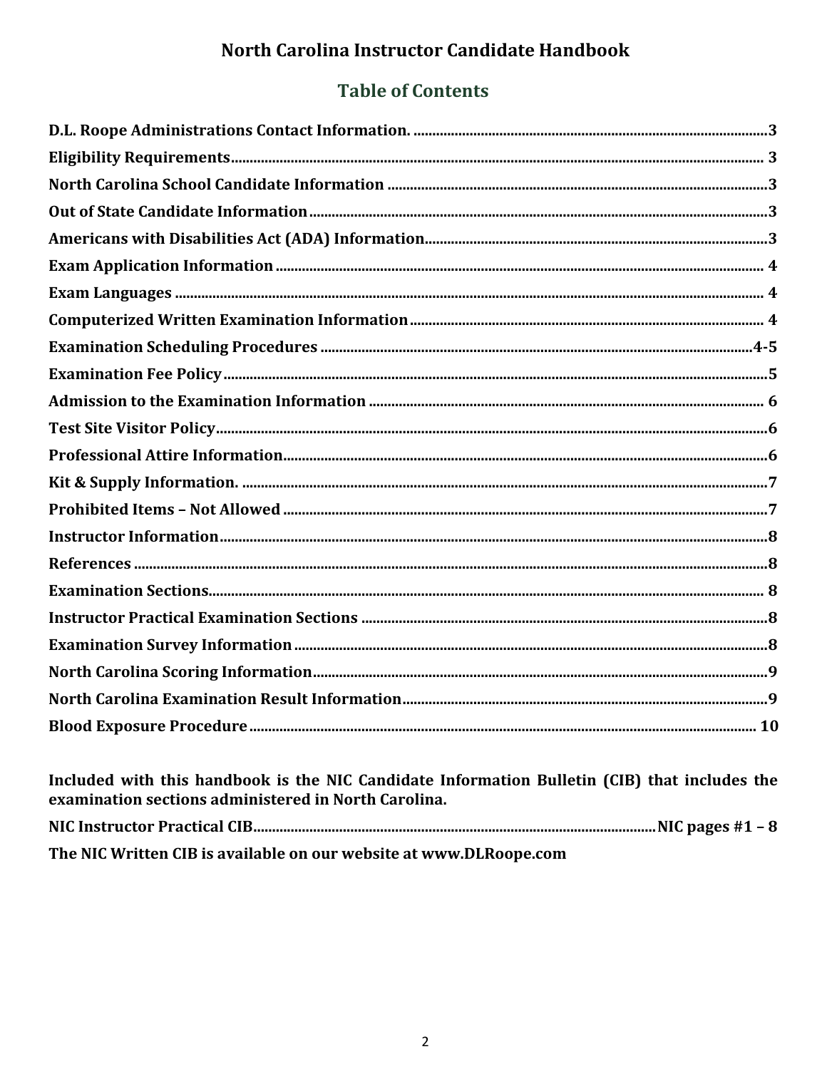# North Carolina Instructor Candidate Handbook

## Table of Contents

**D.L. Roope Administrations Contact Information.** ........ 3
**Eligibility Requirements** ........ 3
**North Carolina School Candidate Information** ........ 3
**Out of State Candidate Information** ........ 3
**Americans with Disabilities Act (ADA) Information** ........ 3
**Exam Application Information** ........ 4
**Exam Languages** ........ 4
**Computerized Written Examination Information** ........ 4
**Examination Scheduling Procedures** ........ 4-5
**Examination Fee Policy** ........ 5
**Admission to the Examination Information** ........ 6
**Test Site Visitor Policy** ........ 6
**Professional Attire Information** ........ 6
**Kit & Supply Information.** ........ 7
**Prohibited Items – Not Allowed** ........ 7
**Instructor Information** ........ 8
**References** ........ 8
**Examination Sections** ........ 8
**Instructor Practical Examination Sections** ........ 8
**Examination Survey Information** ........ 8
**North Carolina Scoring Information** ........ 9
**North Carolina Examination Result Information** ........ 9
**Blood Exposure Procedure** ........ 10

**Included with this handbook is the NIC Candidate Information Bulletin (CIB) that includes the examination sections administered in North Carolina.**

**NIC Instructor Practical CIB** ........ **NIC pages #1 – 8**

**The NIC Written CIB is available on our website at www.DLRoope.com**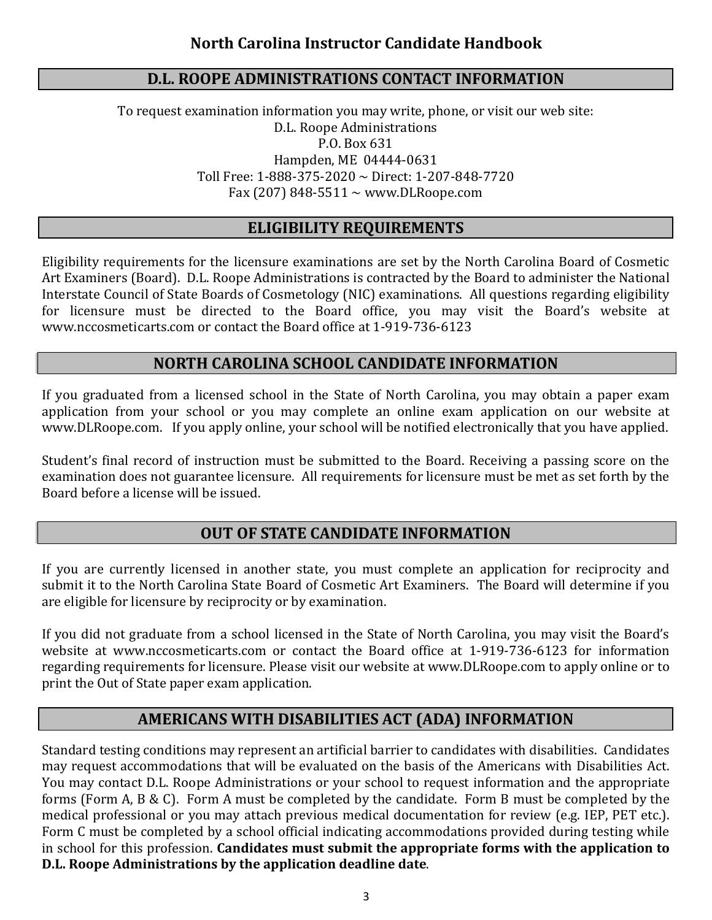## D.L. ROOPE ADMINISTRATIONS CONTACT INFORMATION

To request examination information you may write, phone, or visit our web site:
D.L. Roope Administrations
P.O. Box 631
Hampden, ME 04444-0631
Toll Free: 1-888-375-2020 ~ Direct: 1-207-848-7720
Fax (207) 848-5511 ~ www.DLRoope.com

## ELIGIBILITY REQUIREMENTS

Eligibility requirements for the licensure examinations are set by the North Carolina Board of Cosmetic Art Examiners (Board). D.L. Roope Administrations is contracted by the Board to administer the National Interstate Council of State Boards of Cosmetology (NIC) examinations. All questions regarding eligibility for licensure must be directed to the Board office, you may visit the Board's website at www.nccosmeticarts.com or contact the Board office at 1-919-736-6123

## NORTH CAROLINA SCHOOL CANDIDATE INFORMATION

If you graduated from a licensed school in the State of North Carolina, you may obtain a paper exam application from your school or you may complete an online exam application on our website at www.DLRoope.com. If you apply online, your school will be notified electronically that you have applied.

Student's final record of instruction must be submitted to the Board. Receiving a passing score on the examination does not guarantee licensure. All requirements for licensure must be met as set forth by the Board before a license will be issued.

## OUT OF STATE CANDIDATE INFORMATION

If you are currently licensed in another state, you must complete an application for reciprocity and submit it to the North Carolina State Board of Cosmetic Art Examiners. The Board will determine if you are eligible for licensure by reciprocity or by examination.

If you did not graduate from a school licensed in the State of North Carolina, you may visit the Board's website at www.nccosmeticarts.com or contact the Board office at 1-919-736-6123 for information regarding requirements for licensure. Please visit our website at www.DLRoope.com to apply online or to print the Out of State paper exam application.

## AMERICANS WITH DISABILITIES ACT (ADA) INFORMATION

Standard testing conditions may represent an artificial barrier to candidates with disabilities. Candidates may request accommodations that will be evaluated on the basis of the Americans with Disabilities Act. You may contact D.L. Roope Administrations or your school to request information and the appropriate forms (Form A, B & C). Form A must be completed by the candidate. Form B must be completed by the medical professional or you may attach previous medical documentation for review (e.g. IEP, PET etc.). Form C must be completed by a school official indicating accommodations provided during testing while in school for this profession. **Candidates must submit the appropriate forms with the application to D.L. Roope Administrations by the application deadline date**.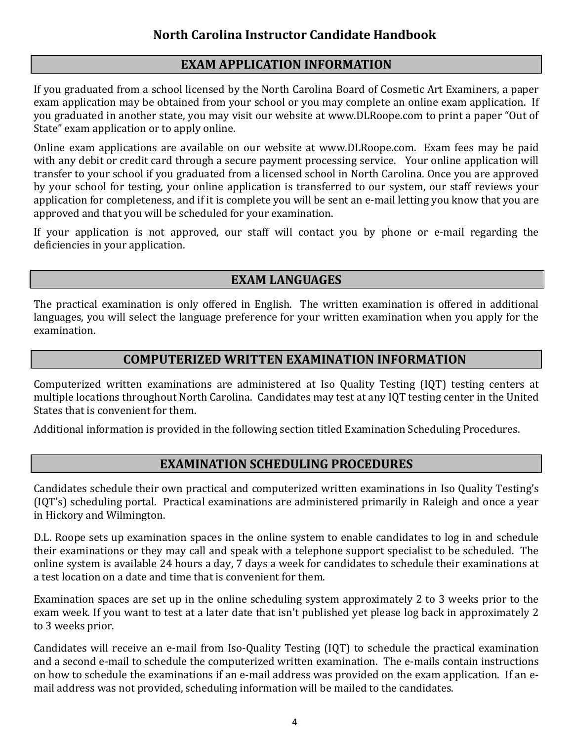## EXAM APPLICATION INFORMATION

If you graduated from a school licensed by the North Carolina Board of Cosmetic Art Examiners, a paper exam application may be obtained from your school or you may complete an online exam application. If you graduated in another state, you may visit our website at www.DLRoope.com to print a paper "Out of State" exam application or to apply online.

Online exam applications are available on our website at www.DLRoope.com. Exam fees may be paid with any debit or credit card through a secure payment processing service. Your online application will transfer to your school if you graduated from a licensed school in North Carolina. Once you are approved by your school for testing, your online application is transferred to our system, our staff reviews your application for completeness, and if it is complete you will be sent an e-mail letting you know that you are approved and that you will be scheduled for your examination.

If your application is not approved, our staff will contact you by phone or e-mail regarding the deficiencies in your application.

## EXAM LANGUAGES

The practical examination is only offered in English. The written examination is offered in additional languages, you will select the language preference for your written examination when you apply for the examination.

## COMPUTERIZED WRITTEN EXAMINATION INFORMATION

Computerized written examinations are administered at Iso Quality Testing (IQT) testing centers at multiple locations throughout North Carolina. Candidates may test at any IQT testing center in the United States that is convenient for them.

Additional information is provided in the following section titled Examination Scheduling Procedures.

## EXAMINATION SCHEDULING PROCEDURES

Candidates schedule their own practical and computerized written examinations in Iso Quality Testing's (IQT's) scheduling portal. Practical examinations are administered primarily in Raleigh and once a year in Hickory and Wilmington.

D.L. Roope sets up examination spaces in the online system to enable candidates to log in and schedule their examinations or they may call and speak with a telephone support specialist to be scheduled. The online system is available 24 hours a day, 7 days a week for candidates to schedule their examinations at a test location on a date and time that is convenient for them.

Examination spaces are set up in the online scheduling system approximately 2 to 3 weeks prior to the exam week. If you want to test at a later date that isn't published yet please log back in approximately 2 to 3 weeks prior.

Candidates will receive an e-mail from Iso-Quality Testing (IQT) to schedule the practical examination and a second e-mail to schedule the computerized written examination. The e-mails contain instructions on how to schedule the examinations if an e-mail address was provided on the exam application. If an e-mail address was not provided, scheduling information will be mailed to the candidates.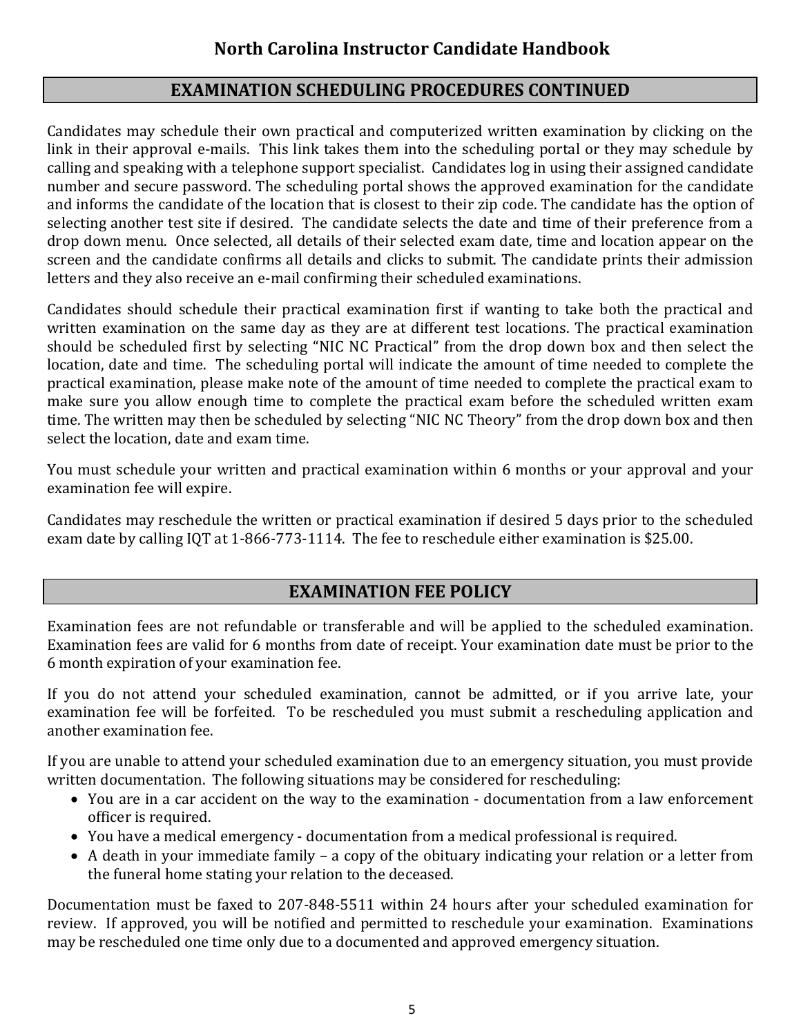## EXAMINATION SCHEDULING PROCEDURES CONTINUED

Candidates may schedule their own practical and computerized written examination by clicking on the link in their approval e-mails. This link takes them into the scheduling portal or they may schedule by calling and speaking with a telephone support specialist. Candidates log in using their assigned candidate number and secure password. The scheduling portal shows the approved examination for the candidate and informs the candidate of the location that is closest to their zip code. The candidate has the option of selecting another test site if desired. The candidate selects the date and time of their preference from a drop down menu. Once selected, all details of their selected exam date, time and location appear on the screen and the candidate confirms all details and clicks to submit. The candidate prints their admission letters and they also receive an e-mail confirming their scheduled examinations.

Candidates should schedule their practical examination first if wanting to take both the practical and written examination on the same day as they are at different test locations. The practical examination should be scheduled first by selecting "NIC NC Practical" from the drop down box and then select the location, date and time. The scheduling portal will indicate the amount of time needed to complete the practical examination, please make note of the amount of time needed to complete the practical exam to make sure you allow enough time to complete the practical exam before the scheduled written exam time. The written may then be scheduled by selecting "NIC NC Theory" from the drop down box and then select the location, date and exam time.

You must schedule your written and practical examination within 6 months or your approval and your examination fee will expire.

Candidates may reschedule the written or practical examination if desired 5 days prior to the scheduled exam date by calling IQT at 1-866-773-1114. The fee to reschedule either examination is $25.00.

## EXAMINATION FEE POLICY

Examination fees are not refundable or transferable and will be applied to the scheduled examination. Examination fees are valid for 6 months from date of receipt. Your examination date must be prior to the 6 month expiration of your examination fee.

If you do not attend your scheduled examination, cannot be admitted, or if you arrive late, your examination fee will be forfeited. To be rescheduled you must submit a rescheduling application and another examination fee.

If you are unable to attend your scheduled examination due to an emergency situation, you must provide written documentation. The following situations may be considered for rescheduling:

- You are in a car accident on the way to the examination - documentation from a law enforcement officer is required.
- You have a medical emergency - documentation from a medical professional is required.
- A death in your immediate family – a copy of the obituary indicating your relation or a letter from the funeral home stating your relation to the deceased.

Documentation must be faxed to 207-848-5511 within 24 hours after your scheduled examination for review. If approved, you will be notified and permitted to reschedule your examination. Examinations may be rescheduled one time only due to a documented and approved emergency situation.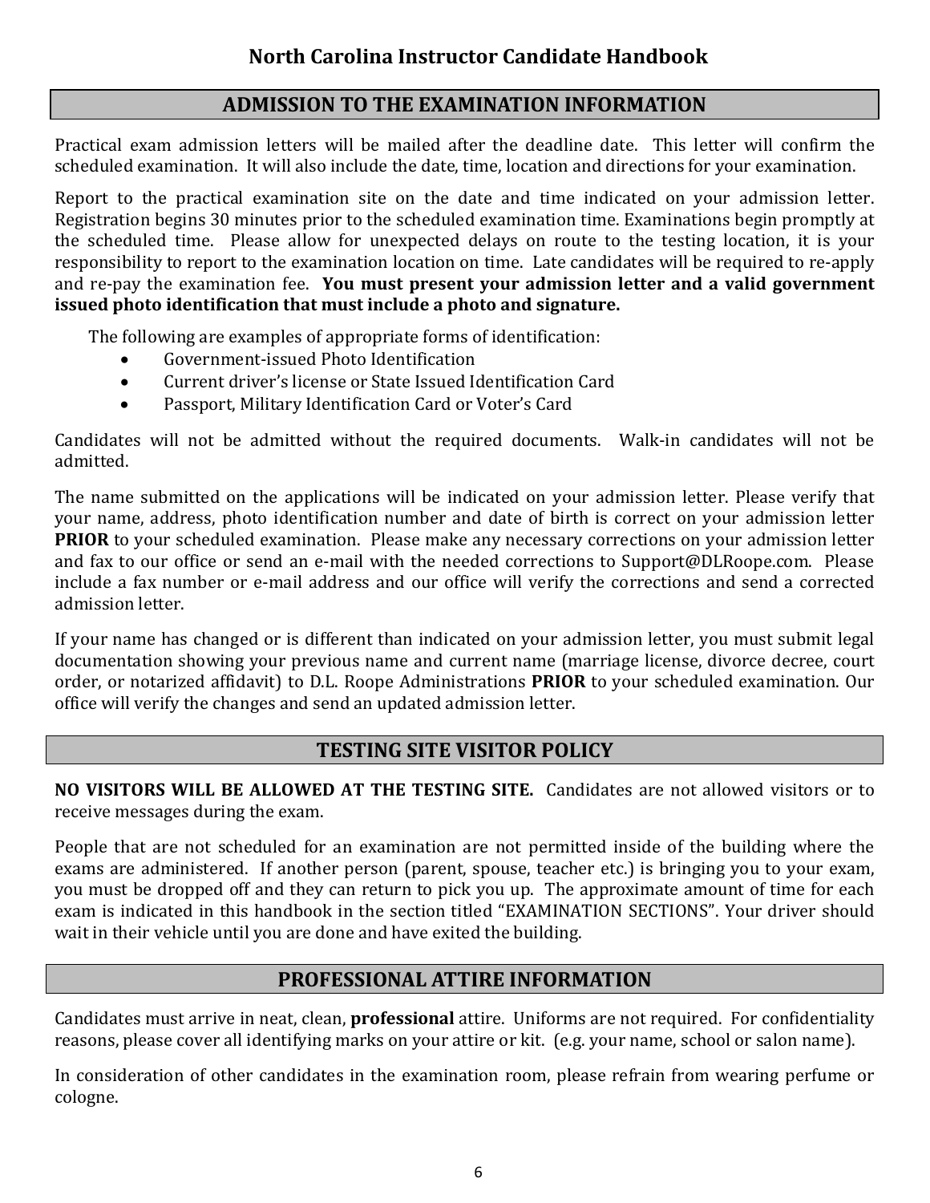## ADMISSION TO THE EXAMINATION INFORMATION

Practical exam admission letters will be mailed after the deadline date. This letter will confirm the scheduled examination. It will also include the date, time, location and directions for your examination.

Report to the practical examination site on the date and time indicated on your admission letter. Registration begins 30 minutes prior to the scheduled examination time. Examinations begin promptly at the scheduled time. Please allow for unexpected delays on route to the testing location, it is your responsibility to report to the examination location on time. Late candidates will be required to re-apply and re-pay the examination fee. **You must present your admission letter and a valid government issued photo identification that must include a photo and signature.**

The following are examples of appropriate forms of identification:

- Government-issued Photo Identification
- Current driver's license or State Issued Identification Card
- Passport, Military Identification Card or Voter's Card

Candidates will not be admitted without the required documents. Walk-in candidates will not be admitted.

The name submitted on the applications will be indicated on your admission letter. Please verify that your name, address, photo identification number and date of birth is correct on your admission letter **PRIOR** to your scheduled examination. Please make any necessary corrections on your admission letter and fax to our office or send an e-mail with the needed corrections to Support@DLRoope.com. Please include a fax number or e-mail address and our office will verify the corrections and send a corrected admission letter.

If your name has changed or is different than indicated on your admission letter, you must submit legal documentation showing your previous name and current name (marriage license, divorce decree, court order, or notarized affidavit) to D.L. Roope Administrations **PRIOR** to your scheduled examination. Our office will verify the changes and send an updated admission letter.

## TESTING SITE VISITOR POLICY

**NO VISITORS WILL BE ALLOWED AT THE TESTING SITE.** Candidates are not allowed visitors or to receive messages during the exam.

People that are not scheduled for an examination are not permitted inside of the building where the exams are administered. If another person (parent, spouse, teacher etc.) is bringing you to your exam, you must be dropped off and they can return to pick you up. The approximate amount of time for each exam is indicated in this handbook in the section titled "EXAMINATION SECTIONS". Your driver should wait in their vehicle until you are done and have exited the building.

## PROFESSIONAL ATTIRE INFORMATION

Candidates must arrive in neat, clean, **professional** attire. Uniforms are not required. For confidentiality reasons, please cover all identifying marks on your attire or kit. (e.g. your name, school or salon name).

In consideration of other candidates in the examination room, please refrain from wearing perfume or cologne.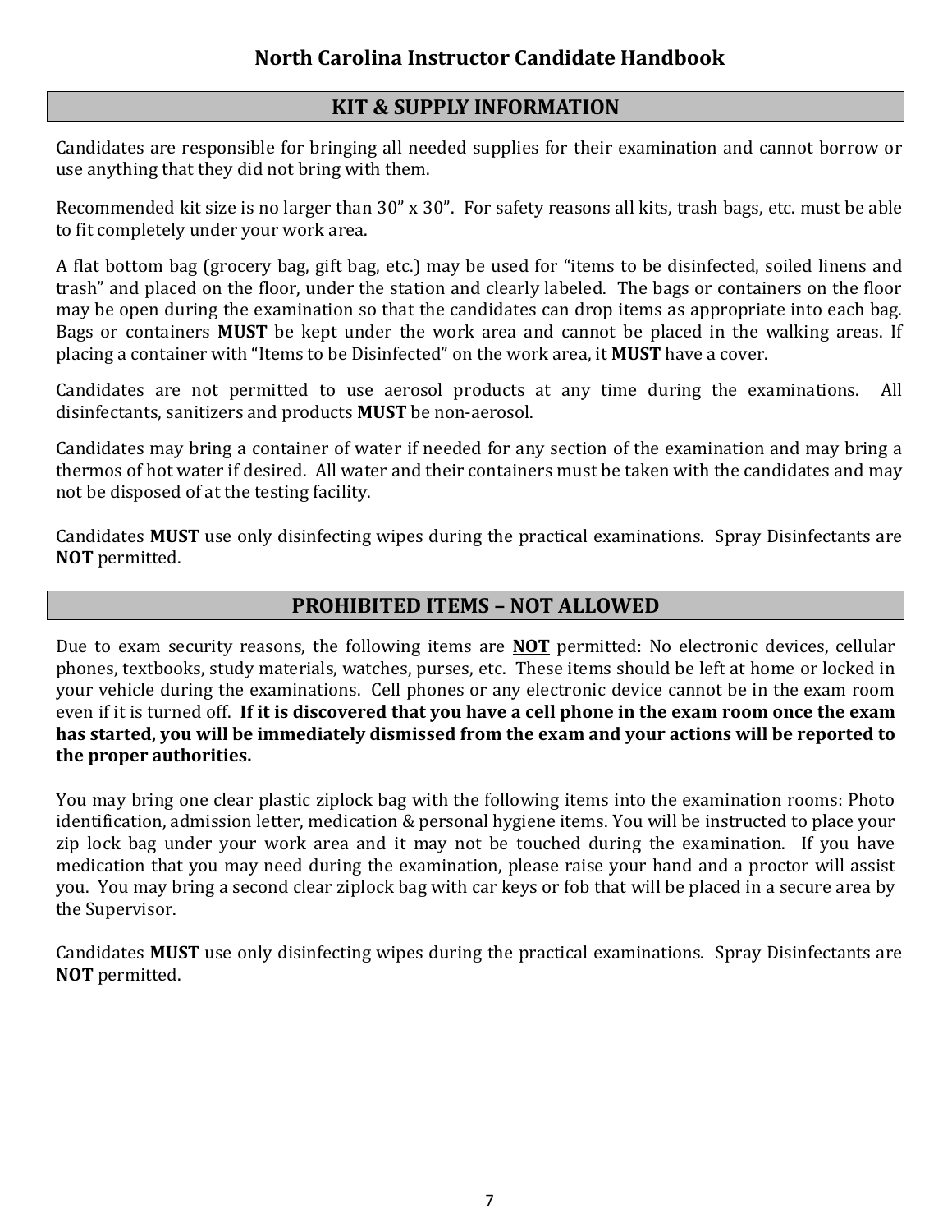## KIT & SUPPLY INFORMATION

Candidates are responsible for bringing all needed supplies for their examination and cannot borrow or use anything that they did not bring with them.

Recommended kit size is no larger than 30" x 30". For safety reasons all kits, trash bags, etc. must be able to fit completely under your work area.

A flat bottom bag (grocery bag, gift bag, etc.) may be used for "items to be disinfected, soiled linens and trash" and placed on the floor, under the station and clearly labeled. The bags or containers on the floor may be open during the examination so that the candidates can drop items as appropriate into each bag. Bags or containers **MUST** be kept under the work area and cannot be placed in the walking areas. If placing a container with "Items to be Disinfected" on the work area, it **MUST** have a cover.

Candidates are not permitted to use aerosol products at any time during the examinations. All disinfectants, sanitizers and products **MUST** be non-aerosol.

Candidates may bring a container of water if needed for any section of the examination and may bring a thermos of hot water if desired. All water and their containers must be taken with the candidates and may not be disposed of at the testing facility.

Candidates **MUST** use only disinfecting wipes during the practical examinations. Spray Disinfectants are **NOT** permitted.

## PROHIBITED ITEMS – NOT ALLOWED

Due to exam security reasons, the following items are **NOT** permitted: No electronic devices, cellular phones, textbooks, study materials, watches, purses, etc. These items should be left at home or locked in your vehicle during the examinations. Cell phones or any electronic device cannot be in the exam room even if it is turned off. **If it is discovered that you have a cell phone in the exam room once the exam has started, you will be immediately dismissed from the exam and your actions will be reported to the proper authorities.**

You may bring one clear plastic ziplock bag with the following items into the examination rooms: Photo identification, admission letter, medication & personal hygiene items. You will be instructed to place your zip lock bag under your work area and it may not be touched during the examination. If you have medication that you may need during the examination, please raise your hand and a proctor will assist you. You may bring a second clear ziplock bag with car keys or fob that will be placed in a secure area by the Supervisor.

Candidates **MUST** use only disinfecting wipes during the practical examinations. Spray Disinfectants are **NOT** permitted.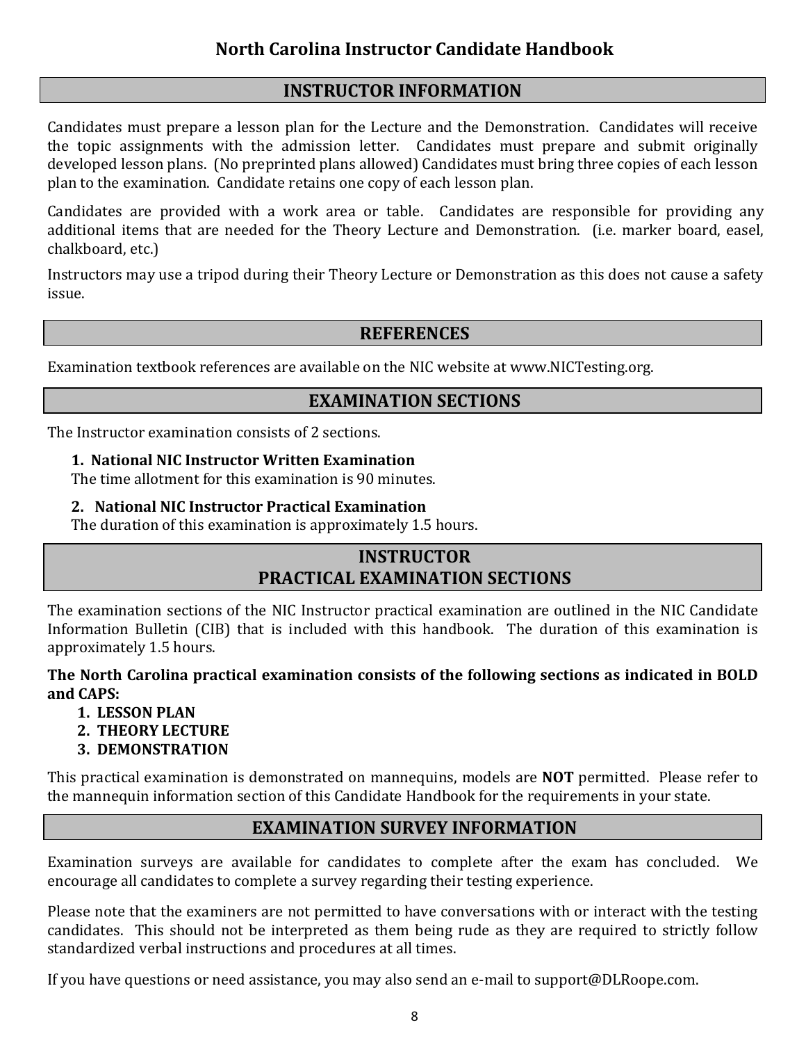## INSTRUCTOR INFORMATION

Candidates must prepare a lesson plan for the Lecture and the Demonstration. Candidates will receive the topic assignments with the admission letter. Candidates must prepare and submit originally developed lesson plans. (No preprinted plans allowed) Candidates must bring three copies of each lesson plan to the examination. Candidate retains one copy of each lesson plan.

Candidates are provided with a work area or table. Candidates are responsible for providing any additional items that are needed for the Theory Lecture and Demonstration. (i.e. marker board, easel, chalkboard, etc.)

Instructors may use a tripod during their Theory Lecture or Demonstration as this does not cause a safety issue.

## REFERENCES

Examination textbook references are available on the NIC website at www.NICTesting.org.

## EXAMINATION SECTIONS

The Instructor examination consists of 2 sections.

1. **National NIC Instructor Written Examination**
   The time allotment for this examination is 90 minutes.
2. **National NIC Instructor Practical Examination**
   The duration of this examination is approximately 1.5 hours.

## INSTRUCTOR PRACTICAL EXAMINATION SECTIONS

The examination sections of the NIC Instructor practical examination are outlined in the NIC Candidate Information Bulletin (CIB) that is included with this handbook. The duration of this examination is approximately 1.5 hours.

**The North Carolina practical examination consists of the following sections as indicated in BOLD and CAPS:**

1. **LESSON PLAN**
2. **THEORY LECTURE**
3. **DEMONSTRATION**

This practical examination is demonstrated on mannequins, models are **NOT** permitted. Please refer to the mannequin information section of this Candidate Handbook for the requirements in your state.

## EXAMINATION SURVEY INFORMATION

Examination surveys are available for candidates to complete after the exam has concluded. We encourage all candidates to complete a survey regarding their testing experience.

Please note that the examiners are not permitted to have conversations with or interact with the testing candidates. This should not be interpreted as them being rude as they are required to strictly follow standardized verbal instructions and procedures at all times.

If you have questions or need assistance, you may also send an e-mail to support@DLRoope.com.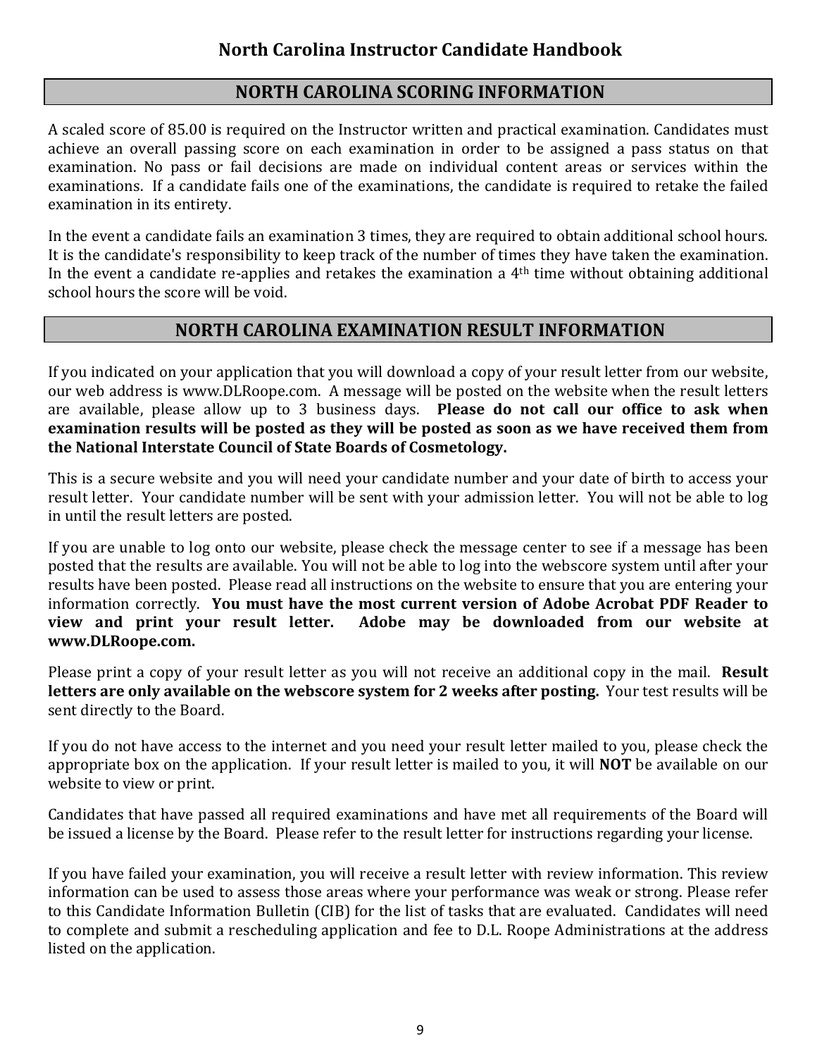## NORTH CAROLINA SCORING INFORMATION

A scaled score of 85.00 is required on the Instructor written and practical examination. Candidates must achieve an overall passing score on each examination in order to be assigned a pass status on that examination. No pass or fail decisions are made on individual content areas or services within the examinations. If a candidate fails one of the examinations, the candidate is required to retake the failed examination in its entirety.

In the event a candidate fails an examination 3 times, they are required to obtain additional school hours. It is the candidate's responsibility to keep track of the number of times they have taken the examination. In the event a candidate re-applies and retakes the examination a 4th time without obtaining additional school hours the score will be void.

## NORTH CAROLINA EXAMINATION RESULT INFORMATION

If you indicated on your application that you will download a copy of your result letter from our website, our web address is www.DLRoope.com. A message will be posted on the website when the result letters are available, please allow up to 3 business days. **Please do not call our office to ask when examination results will be posted as they will be posted as soon as we have received them from the National Interstate Council of State Boards of Cosmetology.**

This is a secure website and you will need your candidate number and your date of birth to access your result letter. Your candidate number will be sent with your admission letter. You will not be able to log in until the result letters are posted.

If you are unable to log onto our website, please check the message center to see if a message has been posted that the results are available. You will not be able to log into the webscore system until after your results have been posted. Please read all instructions on the website to ensure that you are entering your information correctly. **You must have the most current version of Adobe Acrobat PDF Reader to view and print your result letter. Adobe may be downloaded from our website at www.DLRoope.com.**

Please print a copy of your result letter as you will not receive an additional copy in the mail. **Result letters are only available on the webscore system for 2 weeks after posting.** Your test results will be sent directly to the Board.

If you do not have access to the internet and you need your result letter mailed to you, please check the appropriate box on the application. If your result letter is mailed to you, it will **NOT** be available on our website to view or print.

Candidates that have passed all required examinations and have met all requirements of the Board will be issued a license by the Board. Please refer to the result letter for instructions regarding your license.

If you have failed your examination, you will receive a result letter with review information. This review information can be used to assess those areas where your performance was weak or strong. Please refer to this Candidate Information Bulletin (CIB) for the list of tasks that are evaluated. Candidates will need to complete and submit a rescheduling application and fee to D.L. Roope Administrations at the address listed on the application.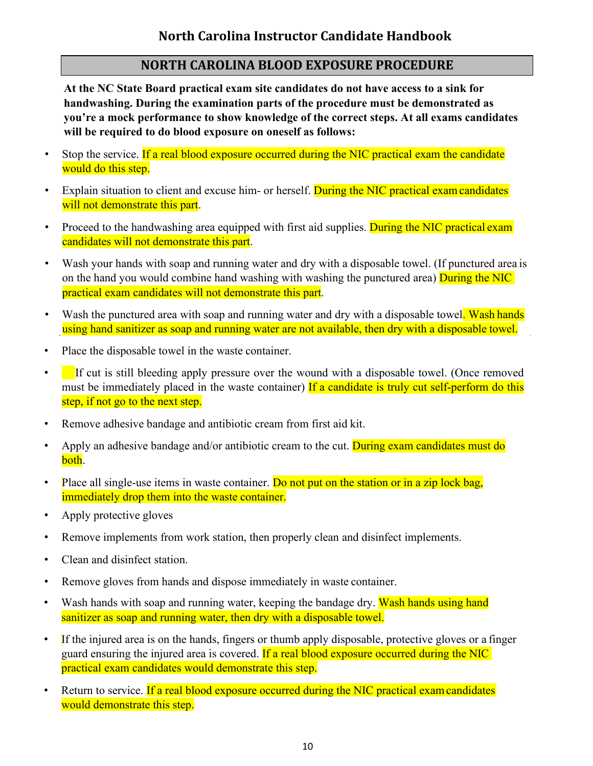## NORTH CAROLINA BLOOD EXPOSURE PROCEDURE

**At the NC State Board practical exam site candidates do not have access to a sink for handwashing. During the examination parts of the procedure must be demonstrated as you're a mock performance to show knowledge of the correct steps. At all exams candidates will be required to do blood exposure on oneself as follows:**

- Stop the service. If a real blood exposure occurred during the NIC practical exam the candidate would do this step.
- Explain situation to client and excuse him- or herself. During the NIC practical exam candidates will not demonstrate this part.
- Proceed to the handwashing area equipped with first aid supplies. During the NIC practical exam candidates will not demonstrate this part.
- Wash your hands with soap and running water and dry with a disposable towel. (If punctured area is on the hand you would combine hand washing with washing the punctured area) During the NIC practical exam candidates will not demonstrate this part.
- Wash the punctured area with soap and running water and dry with a disposable towel. Wash hands using hand sanitizer as soap and running water are not available, then dry with a disposable towel.
- Place the disposable towel in the waste container.
- If cut is still bleeding apply pressure over the wound with a disposable towel. (Once removed must be immediately placed in the waste container) If a candidate is truly cut self-perform do this step, if not go to the next step.
- Remove adhesive bandage and antibiotic cream from first aid kit.
- Apply an adhesive bandage and/or antibiotic cream to the cut. During exam candidates must do both.
- Place all single-use items in waste container. Do not put on the station or in a zip lock bag, immediately drop them into the waste container.
- Apply protective gloves
- Remove implements from work station, then properly clean and disinfect implements.
- Clean and disinfect station.
- Remove gloves from hands and dispose immediately in waste container.
- Wash hands with soap and running water, keeping the bandage dry. Wash hands using hand sanitizer as soap and running water, then dry with a disposable towel.
- If the injured area is on the hands, fingers or thumb apply disposable, protective gloves or a finger guard ensuring the injured area is covered. If a real blood exposure occurred during the NIC practical exam candidates would demonstrate this step.
- Return to service. If a real blood exposure occurred during the NIC practical exam candidates would demonstrate this step.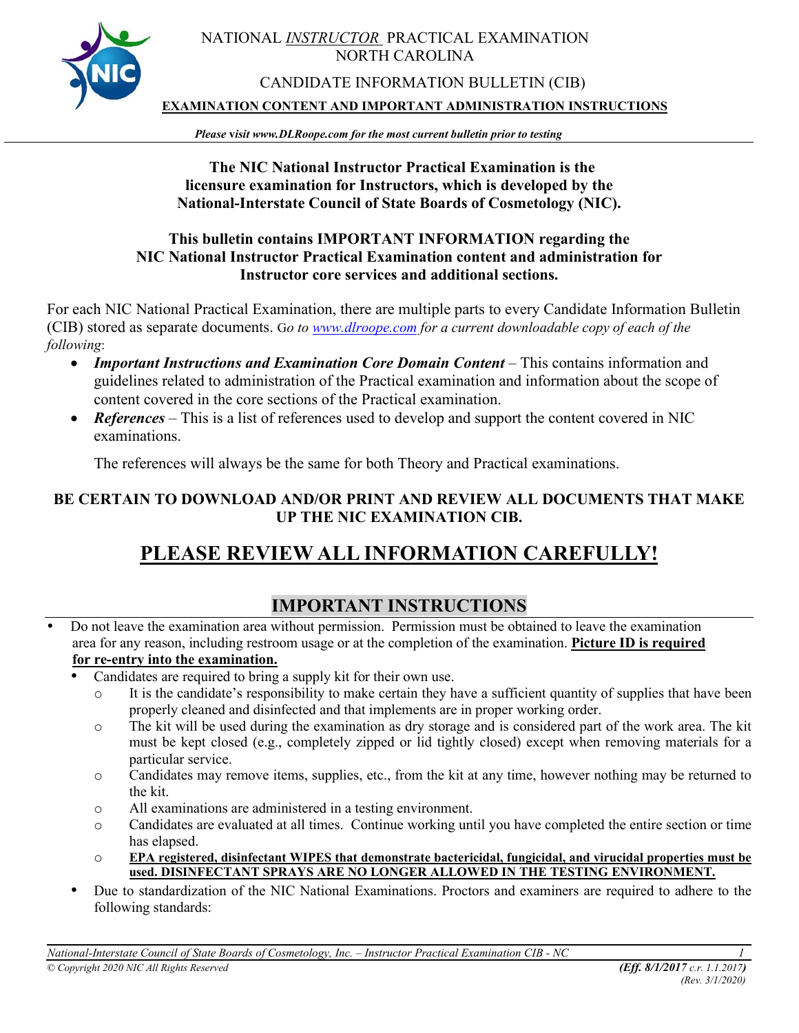NATIONAL *INSTRUCTOR* PRACTICAL EXAMINATION
NORTH CAROLINA

CANDIDATE INFORMATION BULLETIN (CIB)

**EXAMINATION CONTENT AND IMPORTANT ADMINISTRATION INSTRUCTIONS**

***Please visit www.DLRoope.com for the most current bulletin prior to testing***

**The NIC National Instructor Practical Examination is the licensure examination for Instructors, which is developed by the National-Interstate Council of State Boards of Cosmetology (NIC).**

**This bulletin contains IMPORTANT INFORMATION regarding the NIC National Instructor Practical Examination content and administration for Instructor core services and additional sections.**

For each NIC National Practical Examination, there are multiple parts to every Candidate Information Bulletin (CIB) stored as separate documents. G*o to www.dlroope.com for a current downloadable copy of each of the following*:

- ***Important Instructions and Examination Core Domain Content*** – This contains information and guidelines related to administration of the Practical examination and information about the scope of content covered in the core sections of the Practical examination.
- ***References*** – This is a list of references used to develop and support the content covered in NIC examinations.

  The references will always be the same for both Theory and Practical examinations.

**BE CERTAIN TO DOWNLOAD AND/OR PRINT AND REVIEW ALL DOCUMENTS THAT MAKE UP THE NIC EXAMINATION CIB.**

# PLEASE REVIEW ALL INFORMATION CAREFULLY!

## IMPORTANT INSTRUCTIONS

- Do not leave the examination area without permission. Permission must be obtained to leave the examination area for any reason, including restroom usage or at the completion of the examination. **Picture ID is required for re-entry into the examination.**
- Candidates are required to bring a supply kit for their own use.
  - It is the candidate's responsibility to make certain they have a sufficient quantity of supplies that have been properly cleaned and disinfected and that implements are in proper working order.
  - The kit will be used during the examination as dry storage and is considered part of the work area. The kit must be kept closed (e.g., completely zipped or lid tightly closed) except when removing materials for a particular service.
  - Candidates may remove items, supplies, etc., from the kit at any time, however nothing may be returned to the kit.
  - All examinations are administered in a testing environment.
  - Candidates are evaluated at all times. Continue working until you have completed the entire section or time has elapsed.
  - **EPA registered, disinfectant WIPES that demonstrate bactericidal, fungicidal, and virucidal properties must be used. DISINFECTANT SPRAYS ARE NO LONGER ALLOWED IN THE TESTING ENVIRONMENT.**
- Due to standardization of the NIC National Examinations. Proctors and examiners are required to adhere to the following standards: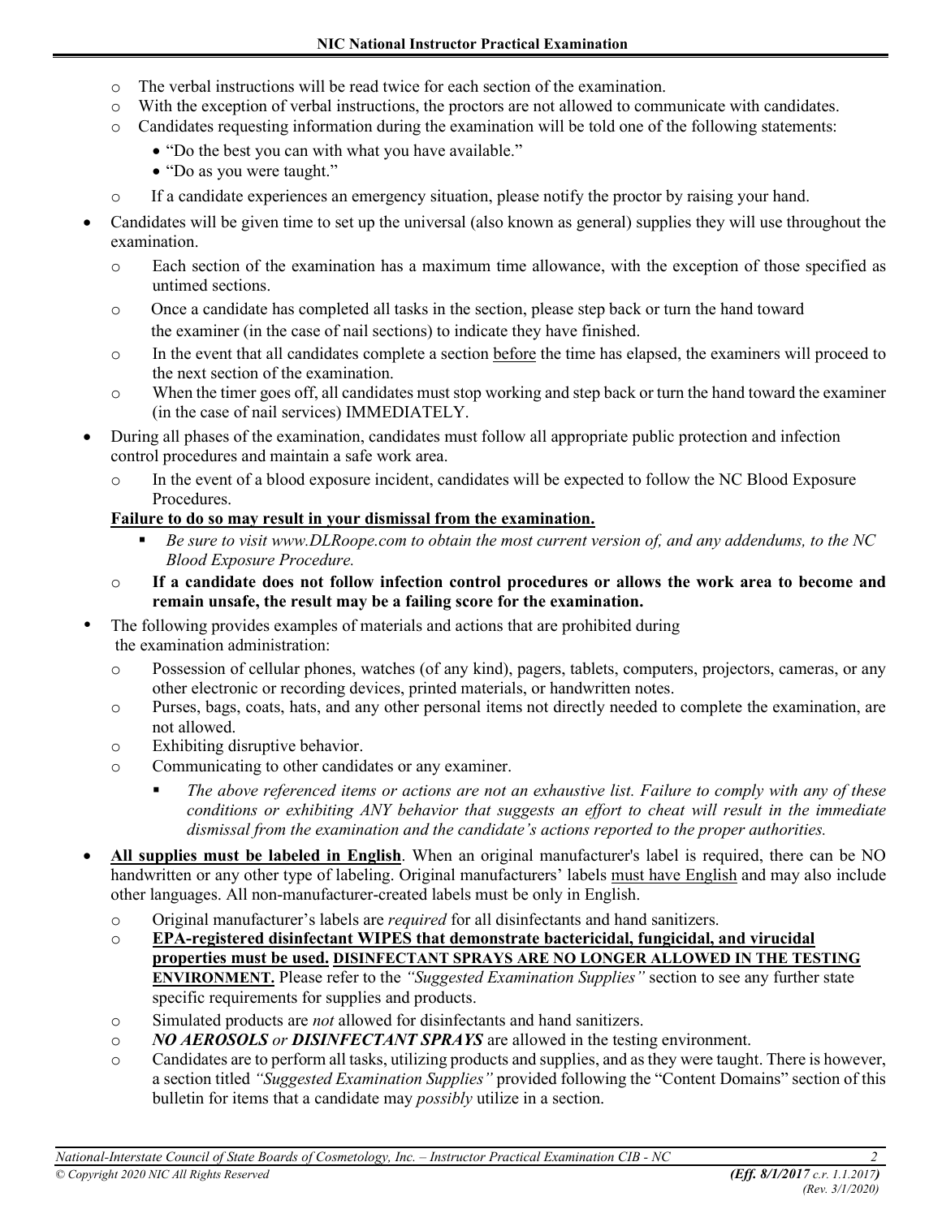- The verbal instructions will be read twice for each section of the examination.
- With the exception of verbal instructions, the proctors are not allowed to communicate with candidates.
- Candidates requesting information during the examination will be told one of the following statements:
  - "Do the best you can with what you have available."
  - "Do as you were taught."
- If a candidate experiences an emergency situation, please notify the proctor by raising your hand.

- Candidates will be given time to set up the universal (also known as general) supplies they will use throughout the examination.
  - Each section of the examination has a maximum time allowance, with the exception of those specified as untimed sections.
  - Once a candidate has completed all tasks in the section, please step back or turn the hand toward the examiner (in the case of nail sections) to indicate they have finished.
  - In the event that all candidates complete a section <u>before</u> the time has elapsed, the examiners will proceed to the next section of the examination.
  - When the timer goes off, all candidates must stop working and step back or turn the hand toward the examiner (in the case of nail services) IMMEDIATELY.
- During all phases of the examination, candidates must follow all appropriate public protection and infection control procedures and maintain a safe work area.
  - In the event of a blood exposure incident, candidates will be expected to follow the NC Blood Exposure Procedures.

  **<u>Failure to do so may result in your dismissal from the examination.</u>**
    - *Be sure to visit www.DLRoope.com to obtain the most current version of, and any addendums, to the NC Blood Exposure Procedure.*
  - **If a candidate does not follow infection control procedures or allows the work area to become and remain unsafe, the result may be a failing score for the examination.**
- The following provides examples of materials and actions that are prohibited during the examination administration:
  - Possession of cellular phones, watches (of any kind), pagers, tablets, computers, projectors, cameras, or any other electronic or recording devices, printed materials, or handwritten notes.
  - Purses, bags, coats, hats, and any other personal items not directly needed to complete the examination, are not allowed.
  - Exhibiting disruptive behavior.
  - Communicating to other candidates or any examiner.
    - *The above referenced items or actions are not an exhaustive list. Failure to comply with any of these conditions or exhibiting ANY behavior that suggests an effort to cheat will result in the immediate dismissal from the examination and the candidate's actions reported to the proper authorities.*
- **<u>All supplies must be labeled in English</u>**. When an original manufacturer's label is required, there can be NO handwritten or any other type of labeling. Original manufacturers' labels <u>must have English</u> and may also include other languages. All non-manufacturer-created labels must be only in English.
  - Original manufacturer's labels are *required* for all disinfectants and hand sanitizers.
  - **<u>EPA-registered disinfectant WIPES that demonstrate bactericidal, fungicidal, and virucidal properties must be used.</u> <u>DISINFECTANT SPRAYS ARE NO LONGER ALLOWED IN THE TESTING ENVIRONMENT.</u>** Please refer to the *"Suggested Examination Supplies"* section to see any further state specific requirements for supplies and products.
  - Simulated products are *not* allowed for disinfectants and hand sanitizers.
  - ***NO AEROSOLS*** *or* ***DISINFECTANT SPRAYS*** are allowed in the testing environment.
  - Candidates are to perform all tasks, utilizing products and supplies, and as they were taught. There is however, a section titled *"Suggested Examination Supplies"* provided following the "Content Domains" section of this bulletin for items that a candidate may *possibly* utilize in a section.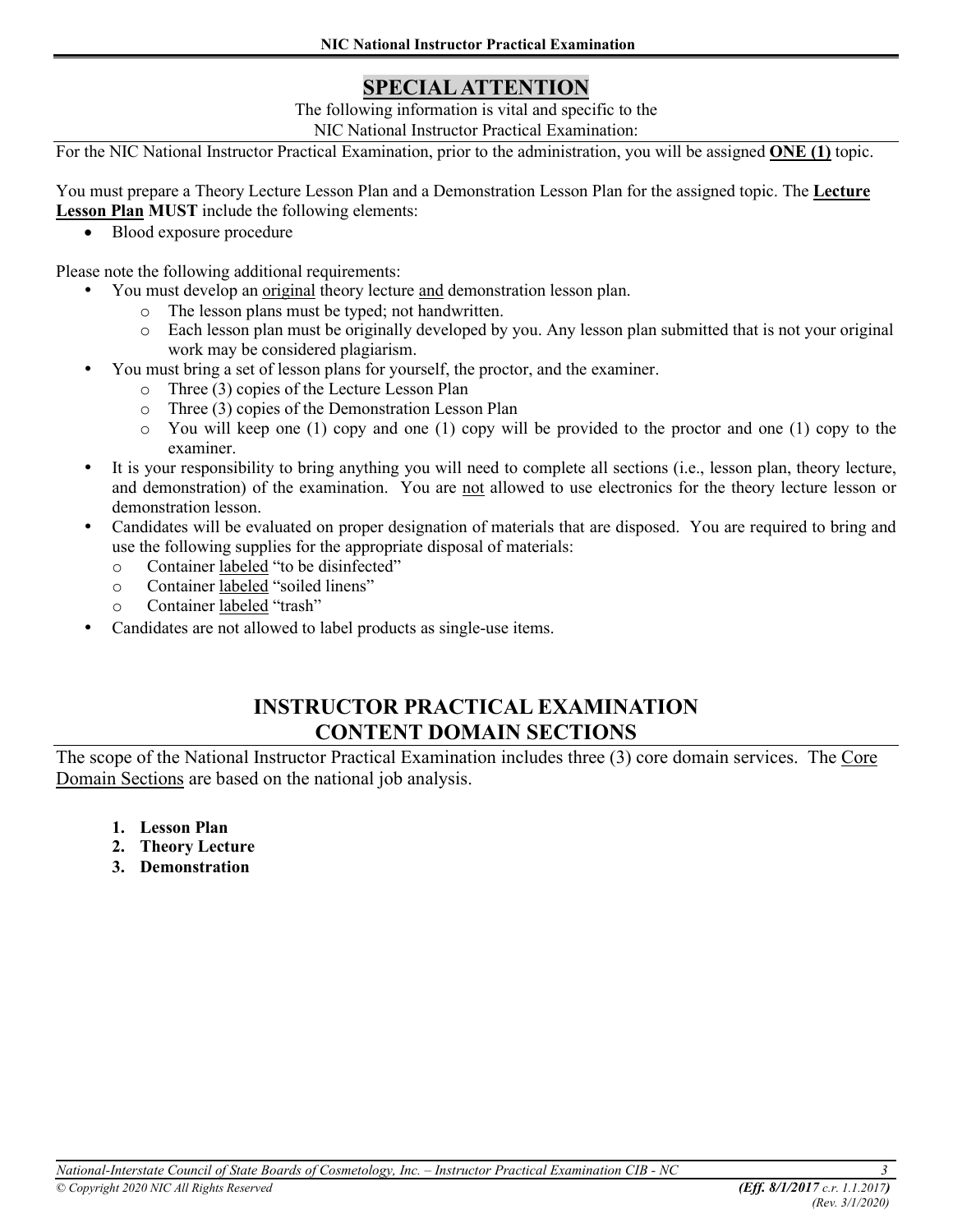## SPECIAL ATTENTION

The following information is vital and specific to the
NIC National Instructor Practical Examination:

For the NIC National Instructor Practical Examination, prior to the administration, you will be assigned **ONE (1)** topic.

You must prepare a Theory Lecture Lesson Plan and a Demonstration Lesson Plan for the assigned topic. The **Lecture Lesson Plan MUST** include the following elements:

- Blood exposure procedure

Please note the following additional requirements:

- You must develop an original theory lecture and demonstration lesson plan.
  - The lesson plans must be typed; not handwritten.
  - Each lesson plan must be originally developed by you. Any lesson plan submitted that is not your original work may be considered plagiarism.
- You must bring a set of lesson plans for yourself, the proctor, and the examiner.
  - Three (3) copies of the Lecture Lesson Plan
  - Three (3) copies of the Demonstration Lesson Plan
  - You will keep one (1) copy and one (1) copy will be provided to the proctor and one (1) copy to the examiner.
- It is your responsibility to bring anything you will need to complete all sections (i.e., lesson plan, theory lecture, and demonstration) of the examination. You are not allowed to use electronics for the theory lecture lesson or demonstration lesson.
- Candidates will be evaluated on proper designation of materials that are disposed. You are required to bring and use the following supplies for the appropriate disposal of materials:
  - Container labeled "to be disinfected"
  - Container labeled "soiled linens"
  - Container labeled "trash"
- Candidates are not allowed to label products as single-use items.

## INSTRUCTOR PRACTICAL EXAMINATION CONTENT DOMAIN SECTIONS

The scope of the National Instructor Practical Examination includes three (3) core domain services. The Core Domain Sections are based on the national job analysis.

1. **Lesson Plan**
2. **Theory Lecture**
3. **Demonstration**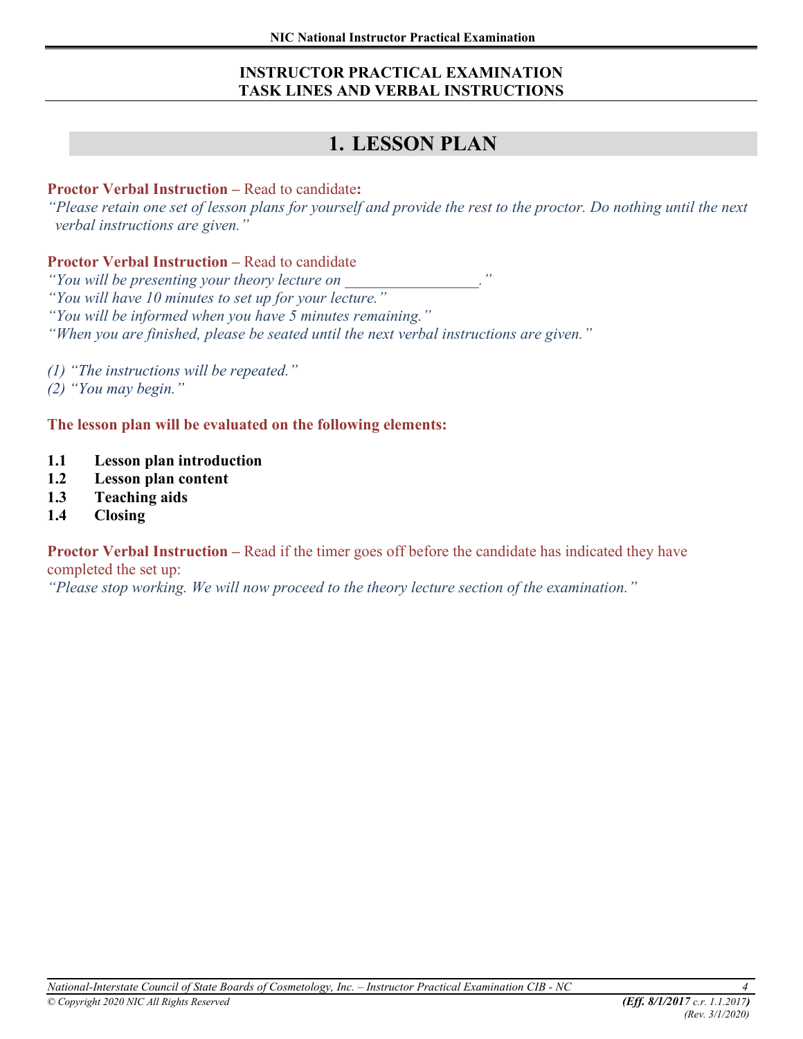## INSTRUCTOR PRACTICAL EXAMINATION TASK LINES AND VERBAL INSTRUCTIONS

# 1. LESSON PLAN

**Proctor Verbal Instruction** – Read to candidate**:**

*"Please retain one set of lesson plans for yourself and provide the rest to the proctor. Do nothing until the next verbal instructions are given."*

**Proctor Verbal Instruction** – Read to candidate

*"You will be presenting your theory lecture on _________________."*

*"You will have 10 minutes to set up for your lecture."*

*"You will be informed when you have 5 minutes remaining."*

*"When you are finished, please be seated until the next verbal instructions are given."*

*(1) "The instructions will be repeated."*

*(2) "You may begin."*

**The lesson plan will be evaluated on the following elements:**

- **1.1 Lesson plan introduction**
- **1.2 Lesson plan content**
- **1.3 Teaching aids**
- **1.4 Closing**

**Proctor Verbal Instruction** – Read if the timer goes off before the candidate has indicated they have completed the set up:

*"Please stop working. We will now proceed to the theory lecture section of the examination."*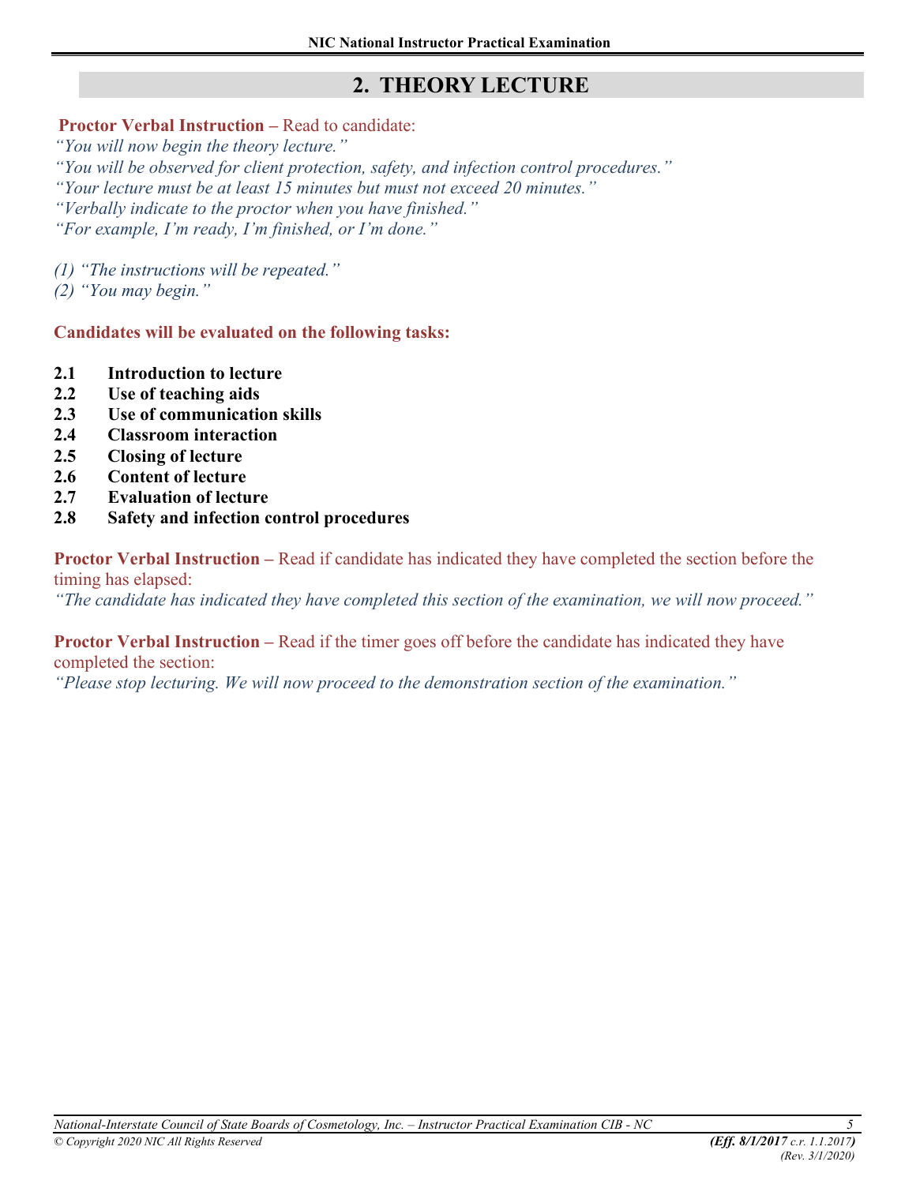## 2. THEORY LECTURE

**Proctor Verbal Instruction –** Read to candidate:

*"You will now begin the theory lecture."*
*"You will be observed for client protection, safety, and infection control procedures."*
*"Your lecture must be at least 15 minutes but must not exceed 20 minutes."*
*"Verbally indicate to the proctor when you have finished."*
*"For example, I'm ready, I'm finished, or I'm done."*

*(1) "The instructions will be repeated."*
*(2) "You may begin."*

**Candidates will be evaluated on the following tasks:**

- **2.1 Introduction to lecture**
- **2.2 Use of teaching aids**
- **2.3 Use of communication skills**
- **2.4 Classroom interaction**
- **2.5 Closing of lecture**
- **2.6 Content of lecture**
- **2.7 Evaluation of lecture**
- **2.8 Safety and infection control procedures**

**Proctor Verbal Instruction –** Read if candidate has indicated they have completed the section before the timing has elapsed:
*"The candidate has indicated they have completed this section of the examination, we will now proceed."*

**Proctor Verbal Instruction –** Read if the timer goes off before the candidate has indicated they have completed the section:
*"Please stop lecturing. We will now proceed to the demonstration section of the examination."*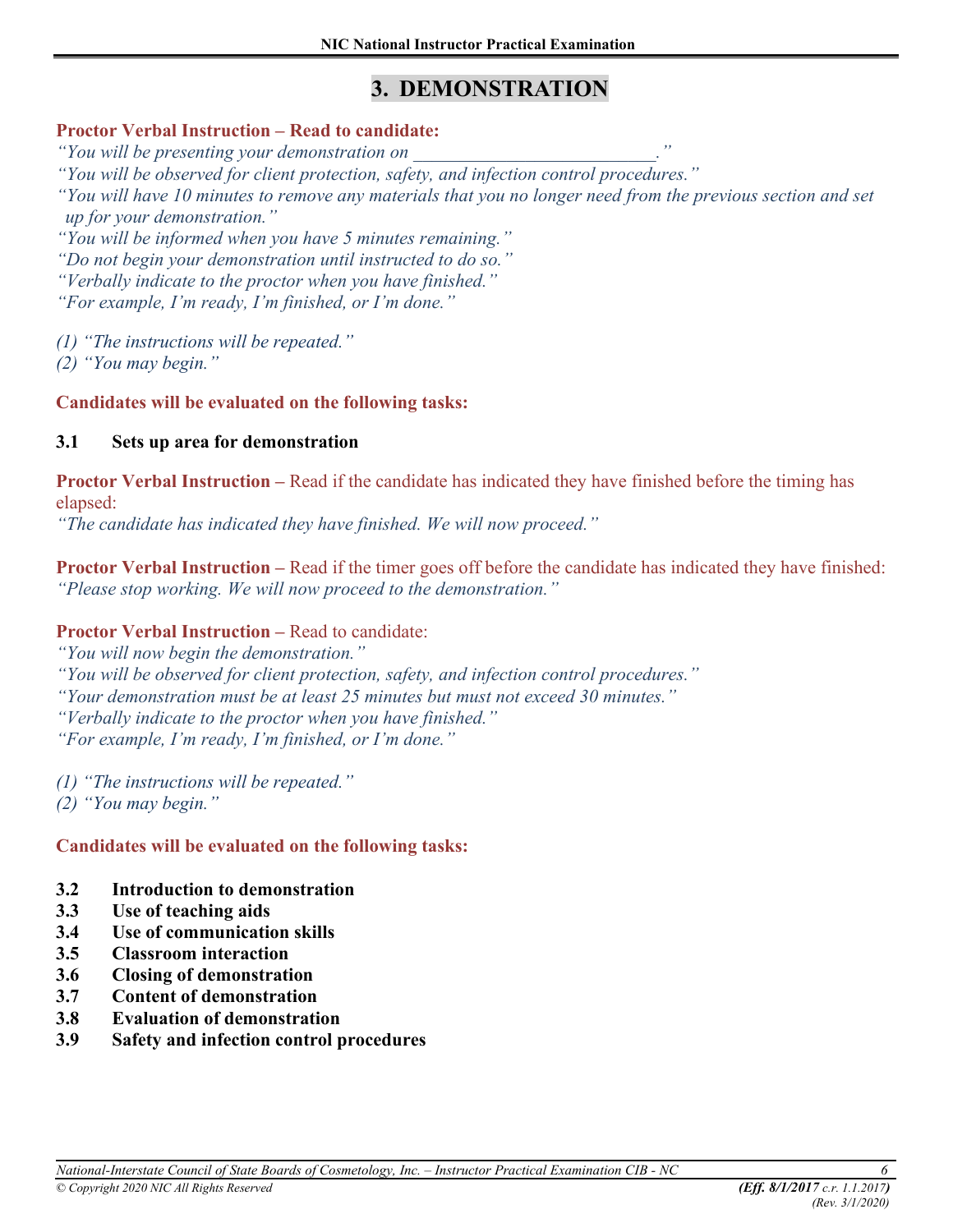# 3. DEMONSTRATION

**Proctor Verbal Instruction – Read to candidate:**

*"You will be presenting your demonstration on \_\_\_\_\_\_\_\_\_\_\_\_\_\_\_\_\_\_\_\_\_\_\_\_\_\_."*
*"You will be observed for client protection, safety, and infection control procedures."*
*"You will have 10 minutes to remove any materials that you no longer need from the previous section and set up for your demonstration."*
*"You will be informed when you have 5 minutes remaining."*
*"Do not begin your demonstration until instructed to do so."*
*"Verbally indicate to the proctor when you have finished."*
*"For example, I'm ready, I'm finished, or I'm done."*

*(1) "The instructions will be repeated."*
*(2) "You may begin."*

**Candidates will be evaluated on the following tasks:**

**3.1 Sets up area for demonstration**

**Proctor Verbal Instruction –** Read if the candidate has indicated they have finished before the timing has elapsed:
*"The candidate has indicated they have finished. We will now proceed."*

**Proctor Verbal Instruction –** Read if the timer goes off before the candidate has indicated they have finished:
*"Please stop working. We will now proceed to the demonstration."*

**Proctor Verbal Instruction –** Read to candidate:
*"You will now begin the demonstration."*
*"You will be observed for client protection, safety, and infection control procedures."*
*"Your demonstration must be at least 25 minutes but must not exceed 30 minutes."*
*"Verbally indicate to the proctor when you have finished."*
*"For example, I'm ready, I'm finished, or I'm done."*

*(1) "The instructions will be repeated."*
*(2) "You may begin."*

**Candidates will be evaluated on the following tasks:**

**3.2 Introduction to demonstration**
**3.3 Use of teaching aids**
**3.4 Use of communication skills**
**3.5 Classroom interaction**
**3.6 Closing of demonstration**
**3.7 Content of demonstration**
**3.8 Evaluation of demonstration**
**3.9 Safety and infection control procedures**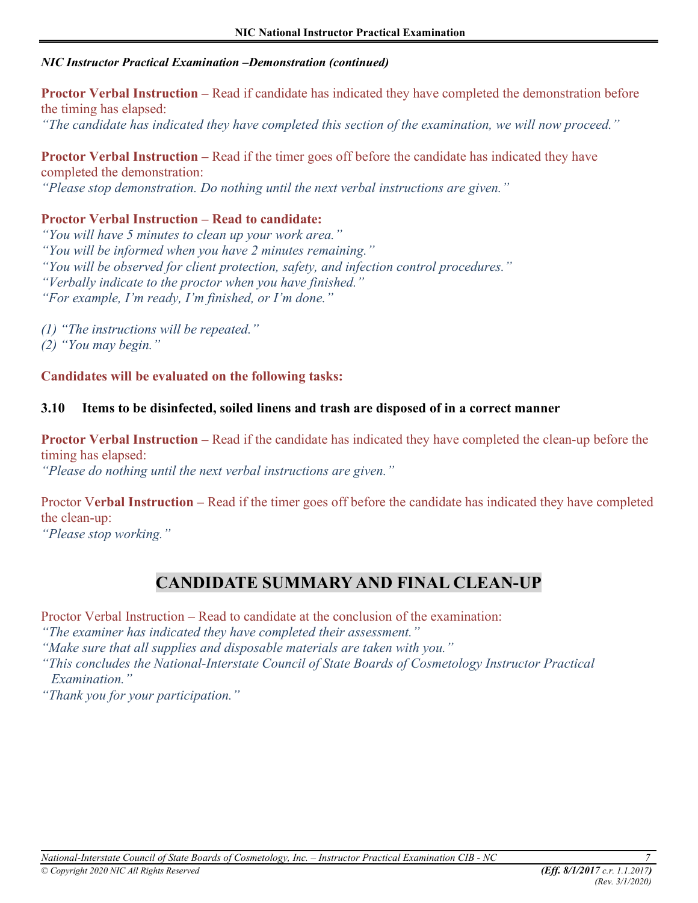*NIC Instructor Practical Examination –Demonstration (continued)*

**Proctor Verbal Instruction –** Read if candidate has indicated they have completed the demonstration before the timing has elapsed:
*"The candidate has indicated they have completed this section of the examination, we will now proceed."*

**Proctor Verbal Instruction –** Read if the timer goes off before the candidate has indicated they have completed the demonstration:
*"Please stop demonstration. Do nothing until the next verbal instructions are given."*

**Proctor Verbal Instruction – Read to candidate:**
*"You will have 5 minutes to clean up your work area."*
*"You will be informed when you have 2 minutes remaining."*
*"You will be observed for client protection, safety, and infection control procedures."*
*"Verbally indicate to the proctor when you have finished."*
*"For example, I'm ready, I'm finished, or I'm done."*

*(1) "The instructions will be repeated."*
*(2) "You may begin."*

**Candidates will be evaluated on the following tasks:**

**3.10 Items to be disinfected, soiled linens and trash are disposed of in a correct manner**

**Proctor Verbal Instruction –** Read if the candidate has indicated they have completed the clean-up before the timing has elapsed:
*"Please do nothing until the next verbal instructions are given."*

Proctor V**erbal Instruction –** Read if the timer goes off before the candidate has indicated they have completed the clean-up:
*"Please stop working."*

## CANDIDATE SUMMARY AND FINAL CLEAN-UP

Proctor Verbal Instruction – Read to candidate at the conclusion of the examination:
*"The examiner has indicated they have completed their assessment."*
*"Make sure that all supplies and disposable materials are taken with you."*
*"This concludes the National-Interstate Council of State Boards of Cosmetology Instructor Practical Examination."*
*"Thank you for your participation."*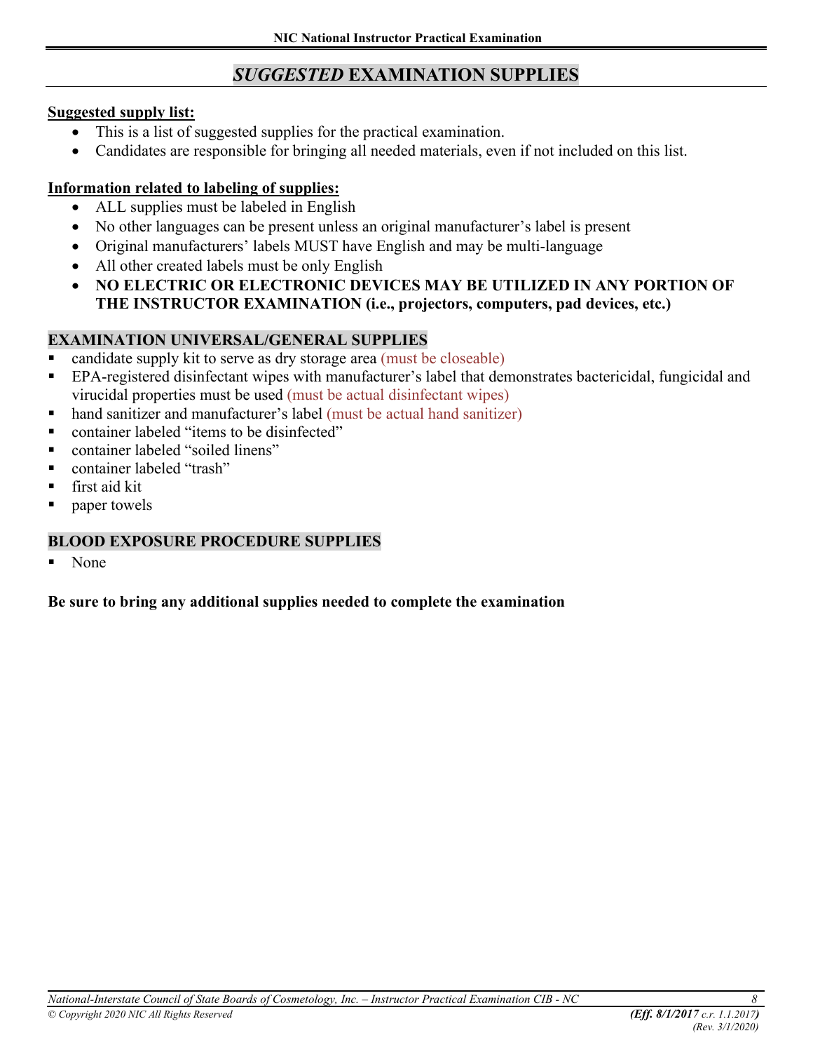# *SUGGESTED* EXAMINATION SUPPLIES

**Suggested supply list:**

- This is a list of suggested supplies for the practical examination.
- Candidates are responsible for bringing all needed materials, even if not included on this list.

**Information related to labeling of supplies:**

- ALL supplies must be labeled in English
- No other languages can be present unless an original manufacturer's label is present
- Original manufacturers' labels MUST have English and may be multi-language
- All other created labels must be only English
- **NO ELECTRIC OR ELECTRONIC DEVICES MAY BE UTILIZED IN ANY PORTION OF THE INSTRUCTOR EXAMINATION (i.e., projectors, computers, pad devices, etc.)**

## EXAMINATION UNIVERSAL/GENERAL SUPPLIES

- candidate supply kit to serve as dry storage area (must be closeable)
- EPA-registered disinfectant wipes with manufacturer's label that demonstrates bactericidal, fungicidal and virucidal properties must be used (must be actual disinfectant wipes)
- hand sanitizer and manufacturer's label (must be actual hand sanitizer)
- container labeled "items to be disinfected"
- container labeled "soiled linens"
- container labeled "trash"
- first aid kit
- paper towels

## BLOOD EXPOSURE PROCEDURE SUPPLIES

- None

**Be sure to bring any additional supplies needed to complete the examination**